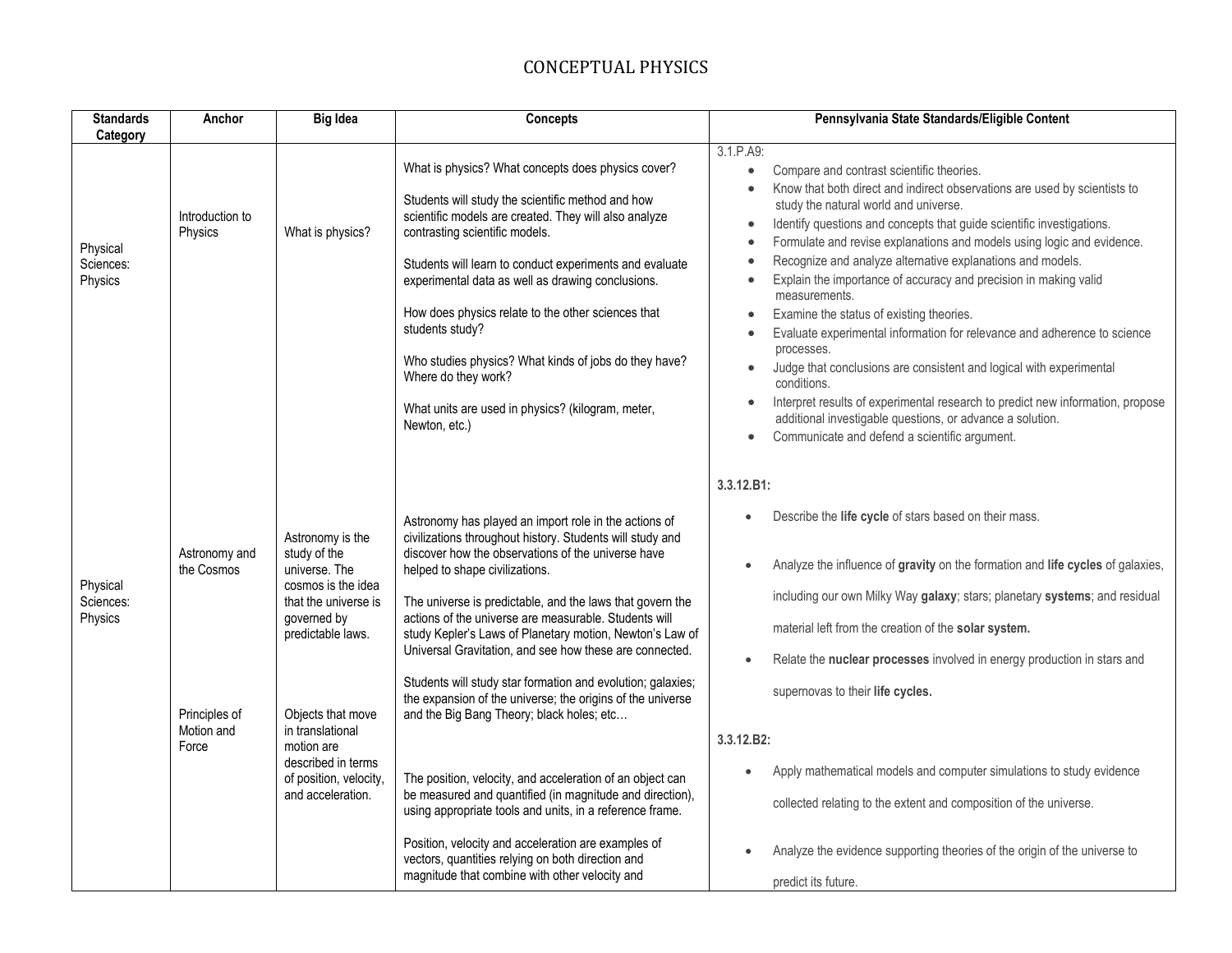# CONCEPTUAL PHYSICS

| Standards Category | Anchor | Big Idea | Concepts | Pennsylvania State Standards/Eligible Content |
|---|---|---|---|---|
| Physical Sciences: Physics | Introduction to Physics | What is physics? | What is physics? What concepts does physics cover?<br><br>Students will study the scientific method and how scientific models are created. They will also analyze contrasting scientific models.<br><br>Students will learn to conduct experiments and evaluate experimental data as well as drawing conclusions.<br><br>How does physics relate to the other sciences that students study?<br><br>Who studies physics? What kinds of jobs do they have? Where do they work?<br><br>What units are used in physics? (kilogram, meter, Newton, etc.) | 3.1.P.A9:<br>• Compare and contrast scientific theories.<br>• Know that both direct and indirect observations are used by scientists to study the natural world and universe.<br>• Identify questions and concepts that guide scientific investigations.<br>• Formulate and revise explanations and models using logic and evidence.<br>• Recognize and analyze alternative explanations and models.<br>• Explain the importance of accuracy and precision in making valid measurements.<br>• Examine the status of existing theories.<br>• Evaluate experimental information for relevance and adherence to science processes.<br>• Judge that conclusions are consistent and logical with experimental conditions.<br>• Interpret results of experimental research to predict new information, propose additional investigable questions, or advance a solution.<br>• Communicate and defend a scientific argument. |
| Physical Sciences: Physics | Astronomy and the Cosmos | Astronomy is the study of the universe. The cosmos is the idea that the universe is governed by predictable laws. | Astronomy has played an import role in the actions of civilizations throughout history. Students will study and discover how the observations of the universe have helped to shape civilizations.<br><br>The universe is predictable, and the laws that govern the actions of the universe are measurable. Students will study Kepler's Laws of Planetary motion, Newton's Law of Universal Gravitation, and see how these are connected.<br><br>Students will study star formation and evolution; galaxies; the expansion of the universe; the origins of the universe and the Big Bang Theory; black holes; etc… | **3.3.12.B1:**<br>• Describe the **life cycle** of stars based on their mass.<br>• Analyze the influence of **gravity** on the formation and **life cycles** of galaxies, including our own Milky Way **galaxy**; stars; planetary **systems**; and residual material left from the creation of the **solar system.**<br>• Relate the **nuclear processes** involved in energy production in stars and supernovas to their **life cycles.**<br><br>**3.3.12.B2:**<br>• Apply mathematical models and computer simulations to study evidence collected relating to the extent and composition of the universe.<br>• Analyze the evidence supporting theories of the origin of the universe to predict its future. |
| | Principles of Motion and Force | Objects that move in translational motion are described in terms of position, velocity, and acceleration. | The position, velocity, and acceleration of an object can be measured and quantified (in magnitude and direction), using appropriate tools and units, in a reference frame.<br><br>Position, velocity and acceleration are examples of vectors, quantities relying on both direction and magnitude that combine with other velocity and | |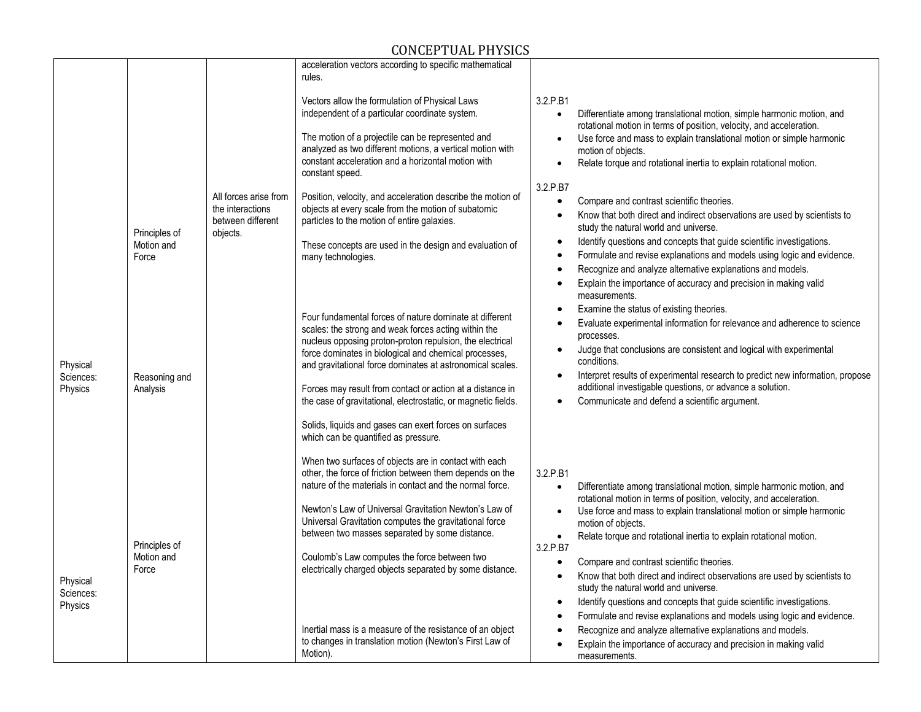# CONCEPTUAL PHYSICS

| | | | | |
|---|---|---|---|---|
| | | | acceleration vectors according to specific mathematical rules.<br><br>Vectors allow the formulation of Physical Laws independent of a particular coordinate system.<br><br>The motion of a projectile can be represented and analyzed as two different motions, a vertical motion with constant acceleration and a horizontal motion with constant speed. | 3.2.P.B1<br>• Differentiate among translational motion, simple harmonic motion, and rotational motion in terms of position, velocity, and acceleration.<br>• Use force and mass to explain translational motion or simple harmonic motion of objects.<br>• Relate torque and rotational inertia to explain rotational motion. |
| | Principles of Motion and Force | All forces arise from the interactions between different objects. | Position, velocity, and acceleration describe the motion of objects at every scale from the motion of subatomic particles to the motion of entire galaxies.<br><br>These concepts are used in the design and evaluation of many technologies. | 3.2.P.B7<br>• Compare and contrast scientific theories.<br>• Know that both direct and indirect observations are used by scientists to study the natural world and universe.<br>• Identify questions and concepts that guide scientific investigations.<br>• Formulate and revise explanations and models using logic and evidence.<br>• Recognize and analyze alternative explanations and models.<br>• Explain the importance of accuracy and precision in making valid measurements. |
| Physical Sciences: Physics | Reasoning and Analysis | | Four fundamental forces of nature dominate at different scales: the strong and weak forces acting within the nucleus opposing proton-proton repulsion, the electrical force dominates in biological and chemical processes, and gravitational force dominates at astronomical scales.<br><br>Forces may result from contact or action at a distance in the case of gravitational, electrostatic, or magnetic fields.<br><br>Solids, liquids and gases can exert forces on surfaces which can be quantified as pressure. | • Examine the status of existing theories.<br>• Evaluate experimental information for relevance and adherence to science processes.<br>• Judge that conclusions are consistent and logical with experimental conditions.<br>• Interpret results of experimental research to predict new information, propose additional investigable questions, or advance a solution.<br>• Communicate and defend a scientific argument. |
| Physical Sciences: Physics | Principles of Motion and Force | | When two surfaces of objects are in contact with each other, the force of friction between them depends on the nature of the materials in contact and the normal force.<br><br>Newton's Law of Universal Gravitation Newton's Law of Universal Gravitation computes the gravitational force between two masses separated by some distance.<br><br>Coulomb's Law computes the force between two electrically charged objects separated by some distance.<br><br>Inertial mass is a measure of the resistance of an object to changes in translation motion (Newton's First Law of Motion). | 3.2.P.B1<br>• Differentiate among translational motion, simple harmonic motion, and rotational motion in terms of position, velocity, and acceleration.<br>• Use force and mass to explain translational motion or simple harmonic motion of objects.<br>• Relate torque and rotational inertia to explain rotational motion.<br>3.2.P.B7<br>• Compare and contrast scientific theories.<br>• Know that both direct and indirect observations are used by scientists to study the natural world and universe.<br>• Identify questions and concepts that guide scientific investigations.<br>• Formulate and revise explanations and models using logic and evidence.<br>• Recognize and analyze alternative explanations and models.<br>• Explain the importance of accuracy and precision in making valid measurements. |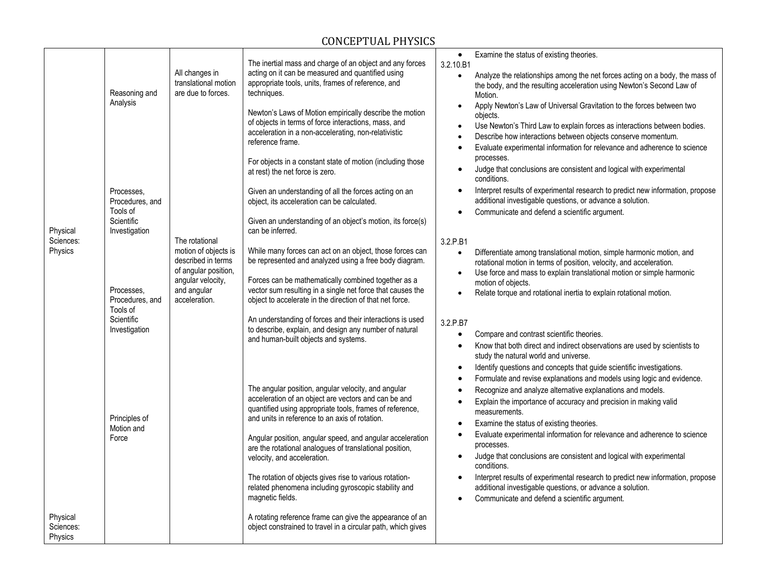# CONCEPTUAL PHYSICS

| | | | | |
|---|---|---|---|---|
| Physical Sciences: Physics | Reasoning and Analysis<br><br>Processes, Procedures, and Tools of Scientific Investigation<br><br>Processes, Procedures, and Tools of Scientific Investigation<br><br>Principles of Motion and Force | All changes in translational motion are due to forces.<br><br>The rotational motion of objects is described in terms of angular position, angular velocity, and angular acceleration. | The inertial mass and charge of an object and any forces acting on it can be measured and quantified using appropriate tools, units, frames of reference, and techniques.<br><br>Newton's Laws of Motion empirically describe the motion of objects in terms of force interactions, mass, and acceleration in a non-accelerating, non-relativistic reference frame.<br><br>For objects in a constant state of motion (including those at rest) the net force is zero.<br><br>Given an understanding of all the forces acting on an object, its acceleration can be calculated.<br><br>Given an understanding of an object's motion, its force(s) can be inferred.<br><br>While many forces can act on an object, those forces can be represented and analyzed using a free body diagram.<br><br>Forces can be mathematically combined together as a vector sum resulting in a single net force that causes the object to accelerate in the direction of that net force.<br><br>An understanding of forces and their interactions is used to describe, explain, and design any number of natural and human-built objects and systems.<br><br>The angular position, angular velocity, and angular acceleration of an object are vectors and can be and quantified using appropriate tools, frames of reference, and units in reference to an axis of rotation.<br><br>Angular position, angular speed, and angular acceleration are the rotational analogues of translational position, velocity, and acceleration.<br><br>The rotation of objects gives rise to various rotation-related phenomena including gyroscopic stability and magnetic fields. | • Examine the status of existing theories.<br><br>3.2.10.B1<br>• Analyze the relationships among the net forces acting on a body, the mass of the body, and the resulting acceleration using Newton's Second Law of Motion.<br>• Apply Newton's Law of Universal Gravitation to the forces between two objects.<br>• Use Newton's Third Law to explain forces as interactions between bodies.<br>• Describe how interactions between objects conserve momentum.<br>• Evaluate experimental information for relevance and adherence to science processes.<br>• Judge that conclusions are consistent and logical with experimental conditions.<br>• Interpret results of experimental research to predict new information, propose additional investigable questions, or advance a solution.<br>• Communicate and defend a scientific argument.<br><br>3.2.P.B1<br>• Differentiate among translational motion, simple harmonic motion, and rotational motion in terms of position, velocity, and acceleration.<br>• Use force and mass to explain translational motion or simple harmonic motion of objects.<br>• Relate torque and rotational inertia to explain rotational motion.<br><br>3.2.P.B7<br>• Compare and contrast scientific theories.<br>• Know that both direct and indirect observations are used by scientists to study the natural world and universe.<br>• Identify questions and concepts that guide scientific investigations.<br>• Formulate and revise explanations and models using logic and evidence.<br>• Recognize and analyze alternative explanations and models.<br>• Explain the importance of accuracy and precision in making valid measurements.<br>• Examine the status of existing theories.<br>• Evaluate experimental information for relevance and adherence to science processes.<br>• Judge that conclusions are consistent and logical with experimental conditions.<br>• Interpret results of experimental research to predict new information, propose additional investigable questions, or advance a solution.<br>• Communicate and defend a scientific argument. |
| Physical Sciences: Physics | | | A rotating reference frame can give the appearance of an object constrained to travel in a circular path, which gives | |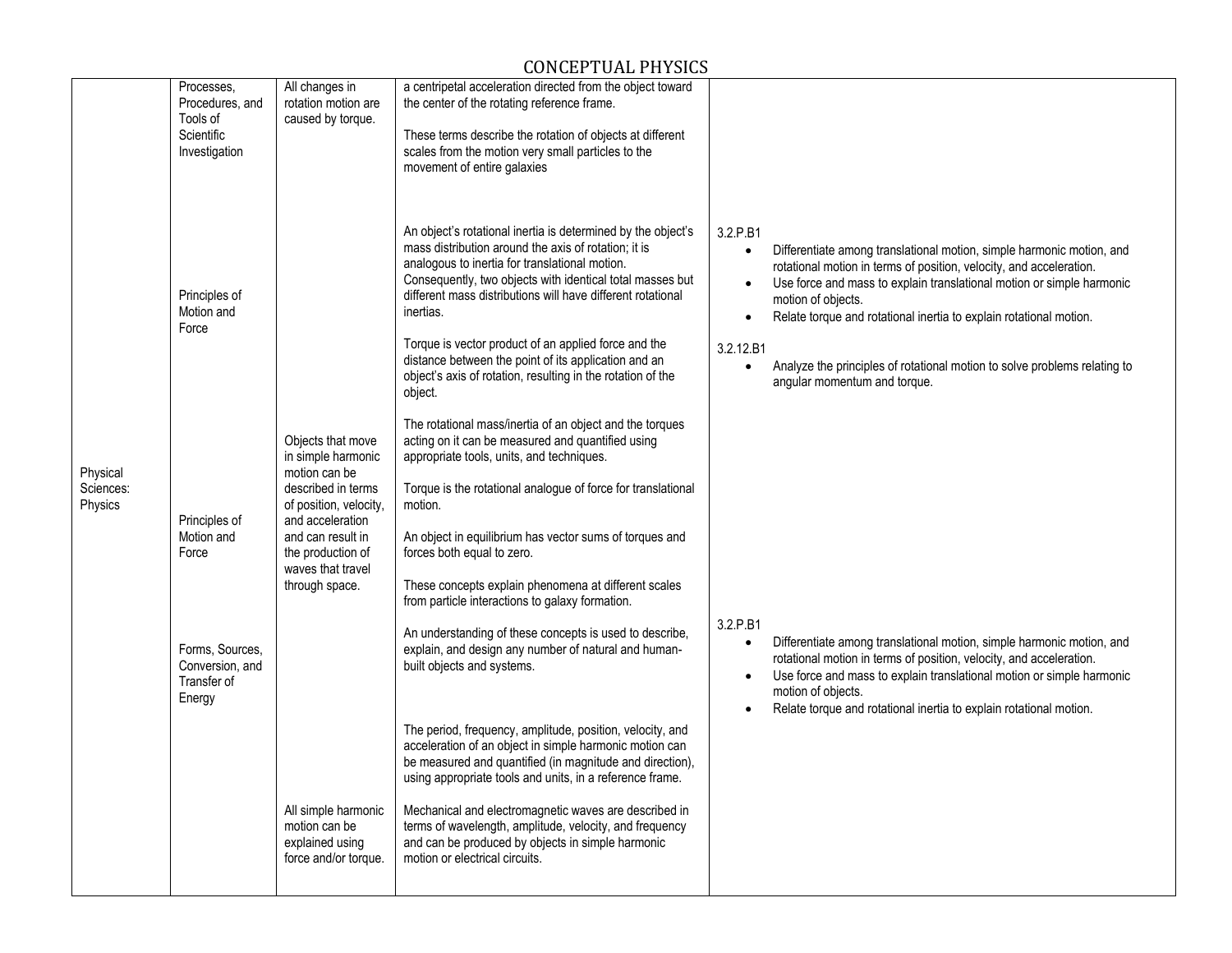# CONCEPTUAL PHYSICS

| | | | | |
|---|---|---|---|---|
| Physical Sciences: Physics | Processes, Procedures, and Tools of Scientific Investigation | All changes in rotation motion are caused by torque. | a centripetal acceleration directed from the object toward the center of the rotating reference frame.<br><br>These terms describe the rotation of objects at different scales from the motion very small particles to the movement of entire galaxies | |
| | Principles of Motion and Force | | An object's rotational inertia is determined by the object's mass distribution around the axis of rotation; it is analogous to inertia for translational motion. Consequently, two objects with identical total masses but different mass distributions will have different rotational inertias.<br><br>Torque is vector product of an applied force and the distance between the point of its application and an object's axis of rotation, resulting in the rotation of the object.<br><br>The rotational mass/inertia of an object and the torques acting on it can be measured and quantified using appropriate tools, units, and techniques. | 3.2.P.B1<br>• Differentiate among translational motion, simple harmonic motion, and rotational motion in terms of position, velocity, and acceleration.<br>• Use force and mass to explain translational motion or simple harmonic motion of objects.<br>• Relate torque and rotational inertia to explain rotational motion.<br><br>3.2.12.B1<br>• Analyze the principles of rotational motion to solve problems relating to angular momentum and torque. |
| | Principles of Motion and Force | Objects that move in simple harmonic motion can be described in terms of position, velocity, and acceleration and can result in the production of waves that travel through space. | Torque is the rotational analogue of force for translational motion.<br><br>An object in equilibrium has vector sums of torques and forces both equal to zero.<br><br>These concepts explain phenomena at different scales from particle interactions to galaxy formation. | |
| | Forms, Sources, Conversion, and Transfer of Energy | | An understanding of these concepts is used to describe, explain, and design any number of natural and human-built objects and systems.<br><br>The period, frequency, amplitude, position, velocity, and acceleration of an object in simple harmonic motion can be measured and quantified (in magnitude and direction), using appropriate tools and units, in a reference frame. | 3.2.P.B1<br>• Differentiate among translational motion, simple harmonic motion, and rotational motion in terms of position, velocity, and acceleration.<br>• Use force and mass to explain translational motion or simple harmonic motion of objects.<br>• Relate torque and rotational inertia to explain rotational motion. |
| | | All simple harmonic motion can be explained using force and/or torque. | Mechanical and electromagnetic waves are described in terms of wavelength, amplitude, velocity, and frequency and can be produced by objects in simple harmonic motion or electrical circuits. | |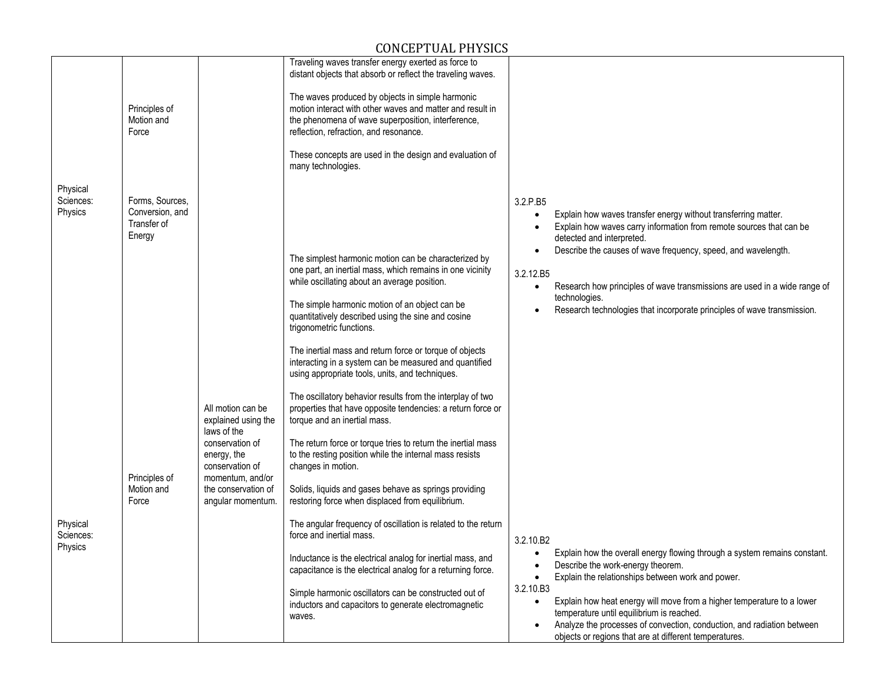# CONCEPTUAL PHYSICS

| | | | | |
|---|---|---|---|---|
| | Principles of Motion and Force | | Traveling waves transfer energy exerted as force to distant objects that absorb or reflect the traveling waves.<br><br>The waves produced by objects in simple harmonic motion interact with other waves and matter and result in the phenomena of wave superposition, interference, reflection, refraction, and resonance.<br><br>These concepts are used in the design and evaluation of many technologies. | |
| Physical Sciences: Physics | Forms, Sources, Conversion, and Transfer of Energy | | | 3.2.P.B5<br>• Explain how waves transfer energy without transferring matter.<br>• Explain how waves carry information from remote sources that can be detected and interpreted.<br>• Describe the causes of wave frequency, speed, and wavelength.<br><br>3.2.12.B5<br>• Research how principles of wave transmissions are used in a wide range of technologies.<br>• Research technologies that incorporate principles of wave transmission. |
| | Principles of Motion and Force | All motion can be explained using the laws of the conservation of energy, the conservation of momentum, and/or the conservation of angular momentum. | The simplest harmonic motion can be characterized by one part, an inertial mass, which remains in one vicinity while oscillating about an average position.<br><br>The simple harmonic motion of an object can be quantitatively described using the sine and cosine trigonometric functions.<br><br>The inertial mass and return force or torque of objects interacting in a system can be measured and quantified using appropriate tools, units, and techniques.<br><br>The oscillatory behavior results from the interplay of two properties that have opposite tendencies: a return force or torque and an inertial mass.<br><br>The return force or torque tries to return the inertial mass to the resting position while the internal mass resists changes in motion.<br><br>Solids, liquids and gases behave as springs providing restoring force when displaced from equilibrium. | |
| Physical Sciences: Physics | | | The angular frequency of oscillation is related to the return force and inertial mass.<br><br>Inductance is the electrical analog for inertial mass, and capacitance is the electrical analog for a returning force.<br><br>Simple harmonic oscillators can be constructed out of inductors and capacitors to generate electromagnetic waves. | 3.2.10.B2<br>• Explain how the overall energy flowing through a system remains constant.<br>• Describe the work-energy theorem.<br>• Explain the relationships between work and power.<br><br>3.2.10.B3<br>• Explain how heat energy will move from a higher temperature to a lower temperature until equilibrium is reached.<br>• Analyze the processes of convection, conduction, and radiation between objects or regions that are at different temperatures. |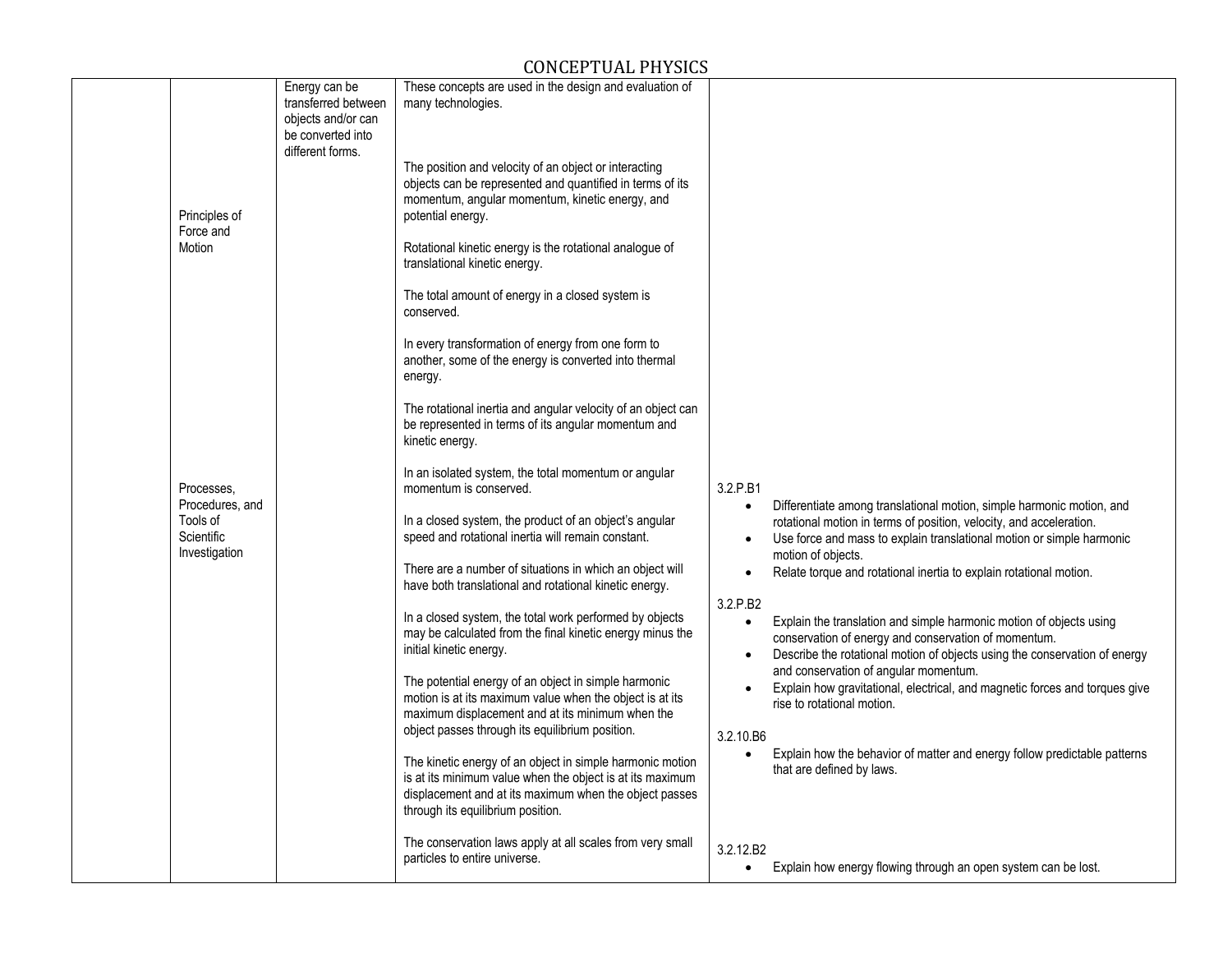# CONCEPTUAL PHYSICS

| | | | | |
|---|---|---|---|---|
| | Principles of Force and Motion<br><br>Processes, Procedures, and Tools of Scientific Investigation | Energy can be transferred between objects and/or can be converted into different forms. | These concepts are used in the design and evaluation of many technologies.<br><br>The position and velocity of an object or interacting objects can be represented and quantified in terms of its momentum, angular momentum, kinetic energy, and potential energy.<br><br>Rotational kinetic energy is the rotational analogue of translational kinetic energy.<br><br>The total amount of energy in a closed system is conserved.<br><br>In every transformation of energy from one form to another, some of the energy is converted into thermal energy.<br><br>The rotational inertia and angular velocity of an object can be represented in terms of its angular momentum and kinetic energy.<br><br>In an isolated system, the total momentum or angular momentum is conserved.<br><br>In a closed system, the product of an object's angular speed and rotational inertia will remain constant.<br><br>There are a number of situations in which an object will have both translational and rotational kinetic energy.<br><br>In a closed system, the total work performed by objects may be calculated from the final kinetic energy minus the initial kinetic energy.<br><br>The potential energy of an object in simple harmonic motion is at its maximum value when the object is at its maximum displacement and at its minimum when the object passes through its equilibrium position.<br><br>The kinetic energy of an object in simple harmonic motion is at its minimum value when the object is at its maximum displacement and at its maximum when the object passes through its equilibrium position.<br><br>The conservation laws apply at all scales from very small particles to entire universe. | 3.2.P.B1<br>• Differentiate among translational motion, simple harmonic motion, and rotational motion in terms of position, velocity, and acceleration.<br>• Use force and mass to explain translational motion or simple harmonic motion of objects.<br>• Relate torque and rotational inertia to explain rotational motion.<br><br>3.2.P.B2<br>• Explain the translation and simple harmonic motion of objects using conservation of energy and conservation of momentum.<br>• Describe the rotational motion of objects using the conservation of energy and conservation of angular momentum.<br>• Explain how gravitational, electrical, and magnetic forces and torques give rise to rotational motion.<br><br>3.2.10.B6<br>• Explain how the behavior of matter and energy follow predictable patterns that are defined by laws.<br><br>3.2.12.B2<br>• Explain how energy flowing through an open system can be lost. |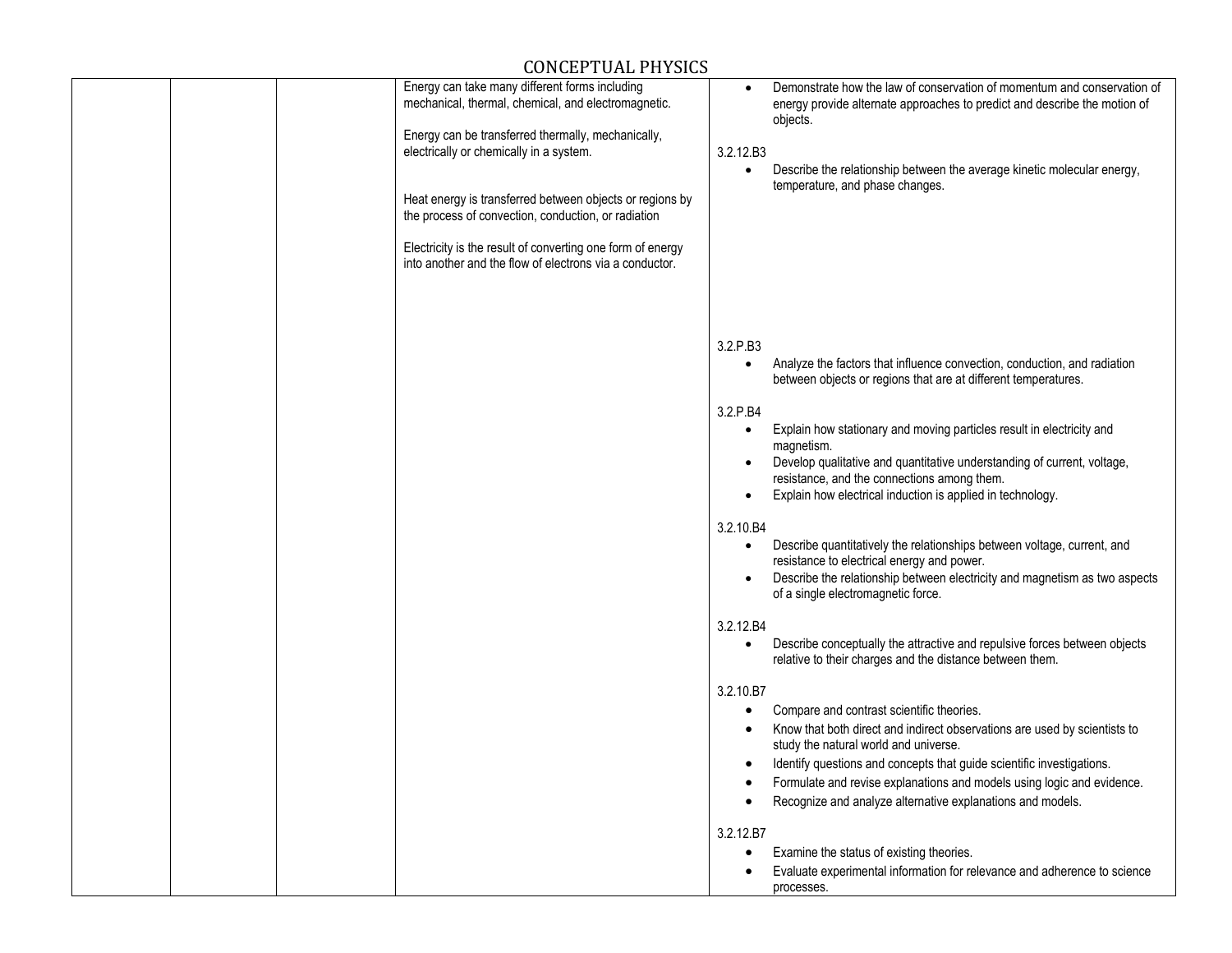| | | | | |
|---|---|---|---|---|
| | | | Energy can take many different forms including mechanical, thermal, chemical, and electromagnetic.<br><br>Energy can be transferred thermally, mechanically, electrically or chemically in a system.<br><br>Heat energy is transferred between objects or regions by the process of convection, conduction, or radiation<br><br>Electricity is the result of converting one form of energy into another and the flow of electrons via a conductor. | • Demonstrate how the law of conservation of momentum and conservation of energy provide alternate approaches to predict and describe the motion of objects.<br><br>3.2.12.B3<br>• Describe the relationship between the average kinetic molecular energy, temperature, and phase changes.<br><br>3.2.P.B3<br>• Analyze the factors that influence convection, conduction, and radiation between objects or regions that are at different temperatures.<br><br>3.2.P.B4<br>• Explain how stationary and moving particles result in electricity and magnetism.<br>• Develop qualitative and quantitative understanding of current, voltage, resistance, and the connections among them.<br>• Explain how electrical induction is applied in technology.<br><br>3.2.10.B4<br>• Describe quantitatively the relationships between voltage, current, and resistance to electrical energy and power.<br>• Describe the relationship between electricity and magnetism as two aspects of a single electromagnetic force.<br><br>3.2.12.B4<br>• Describe conceptually the attractive and repulsive forces between objects relative to their charges and the distance between them.<br><br>3.2.10.B7<br>• Compare and contrast scientific theories.<br>• Know that both direct and indirect observations are used by scientists to study the natural world and universe.<br>• Identify questions and concepts that guide scientific investigations.<br>• Formulate and revise explanations and models using logic and evidence.<br>• Recognize and analyze alternative explanations and models.<br><br>3.2.12.B7<br>• Examine the status of existing theories.<br>• Evaluate experimental information for relevance and adherence to science processes. |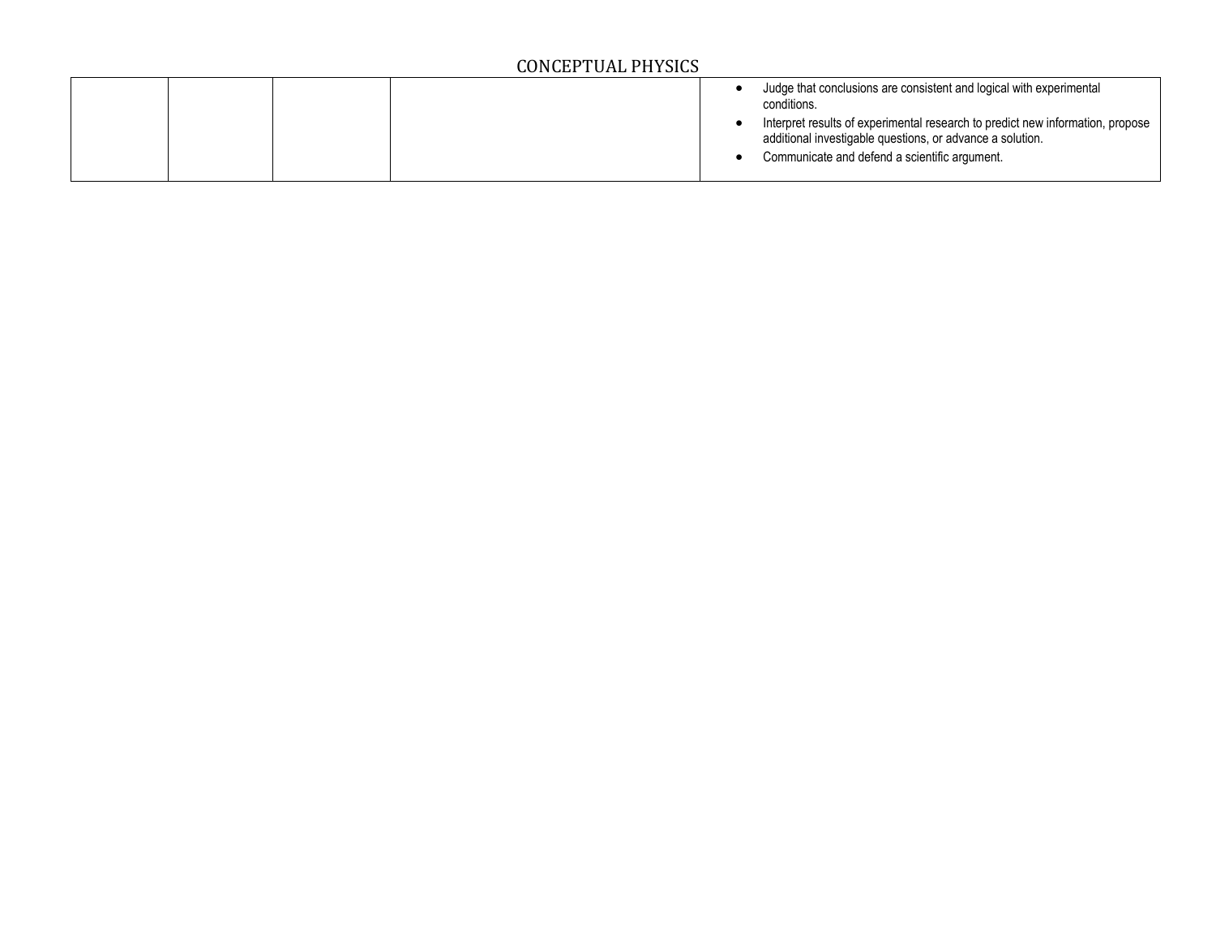| | | | | |
|---|---|---|---|---|
| | | | | • Judge that conclusions are consistent and logical with experimental conditions.<br>• Interpret results of experimental research to predict new information, propose additional investigable questions, or advance a solution.<br>• Communicate and defend a scientific argument. |